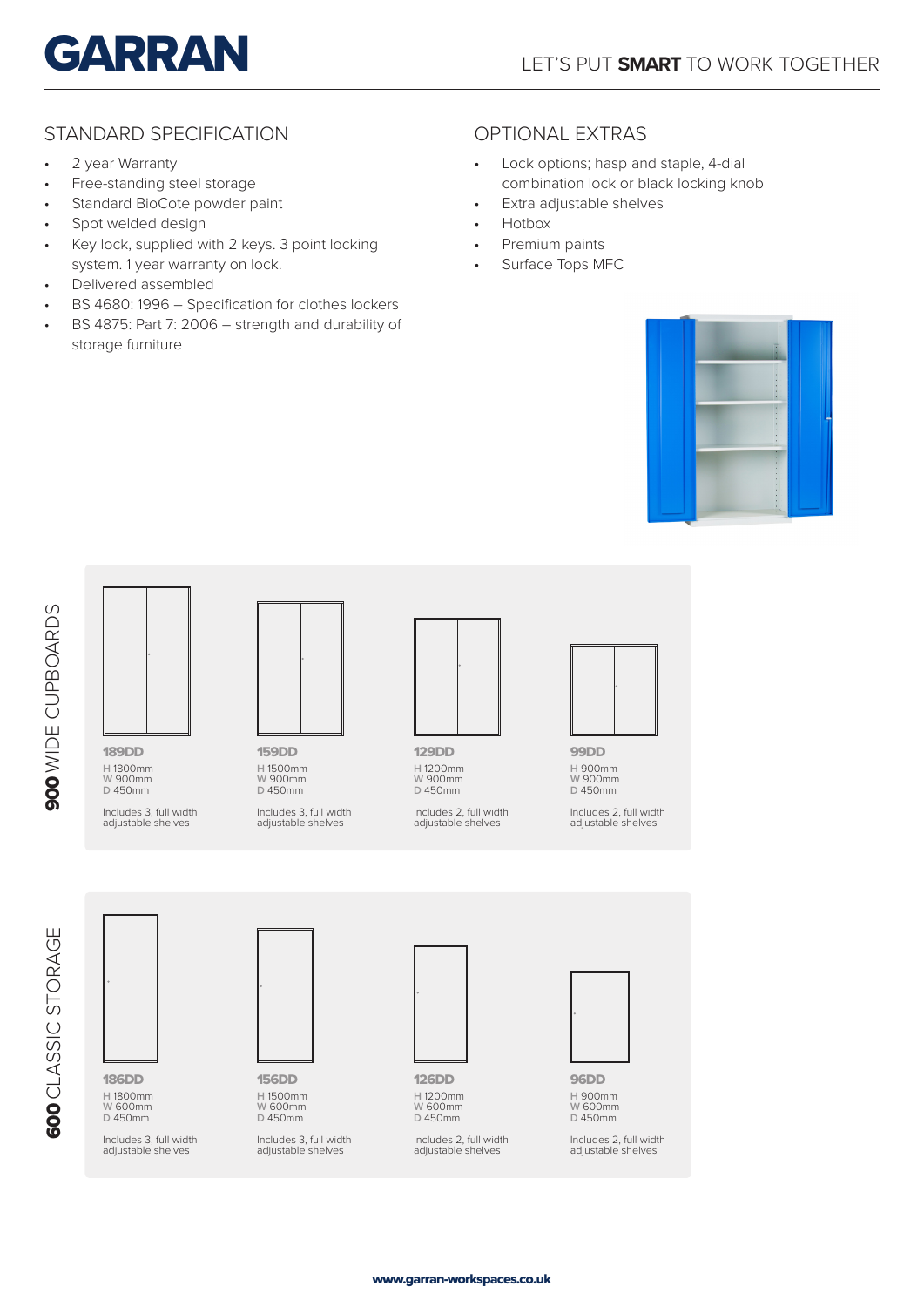# GARRAN

LET'S PUT **SMART** TO WORK TOGETHER

## STANDARD SPECIFICATION

- 2 year Warranty
- Free-standing steel storage
- Standard BioCote powder paint
- Spot welded design
- Key lock, supplied with 2 keys. 3 point locking system. 1 year warranty on lock.
- Delivered assembled
- BS 4680: 1996 – Specification for clothes lockers
- BS 4875: Part 7: 2006 – strength and durability of storage furniture

## OPTIONAL EXTRAS

- Lock options; hasp and staple, 4-dial combination lock or black locking knob
- Extra adjustable shelves
- Hotbox
- Premium paints
- Surface Tops MFC

## **900** WIDE CUPBOARDS

**189DD**
H 1800mm
W 900mm
D 450mm

Includes 3, full width adjustable shelves

**159DD**
H 1500mm
W 900mm
D 450mm

Includes 3, full width adjustable shelves

**129DD**
H 1200mm
W 900mm
D 450mm

Includes 2, full width adjustable shelves

**99DD**
H 900mm
W 900mm
D 450mm

Includes 2, full width adjustable shelves

## **600** CLASSIC STORAGE

**186DD**
H 1800mm
W 600mm
D 450mm

Includes 3, full width adjustable shelves

**156DD**
H 1500mm
W 600mm
D 450mm

Includes 3, full width adjustable shelves

**126DD**
H 1200mm
W 600mm
D 450mm

Includes 2, full width adjustable shelves

**96DD**
H 900mm
W 600mm
D 450mm

Includes 2, full width adjustable shelves

www.garran-workspaces.co.uk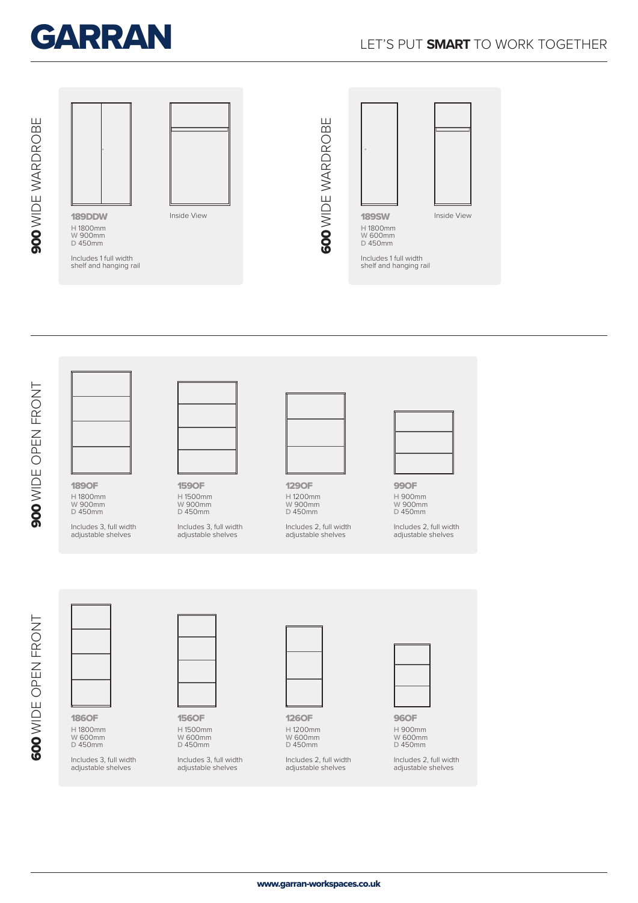## **900** WIDE WARDROBE

**189DDW**
H 1800mm
W 900mm
D 450mm

Includes 1 full width shelf and hanging rail

Inside View

## **600** WIDE WARDROBE

**189SW**
H 1800mm
W 600mm
D 450mm

Includes 1 full width shelf and hanging rail

Inside View

## **900** WIDE OPEN FRONT

**189OF**
H 1800mm
W 900mm
D 450mm

Includes 3, full width adjustable shelves

**159OF**
H 1500mm
W 900mm
D 450mm

Includes 3, full width adjustable shelves

**129OF**
H 1200mm
W 900mm
D 450mm

Includes 2, full width adjustable shelves

**99OF**
H 900mm
W 900mm
D 450mm

Includes 2, full width adjustable shelves

## **600** WIDE OPEN FRONT

**186OF**
H 1800mm
W 600mm
D 450mm

Includes 3, full width adjustable shelves

**156OF**
H 1500mm
W 600mm
D 450mm

Includes 3, full width adjustable shelves

**126OF**
H 1200mm
W 600mm
D 450mm

Includes 2, full width adjustable shelves

**96OF**
H 900mm
W 600mm
D 450mm

Includes 2, full width adjustable shelves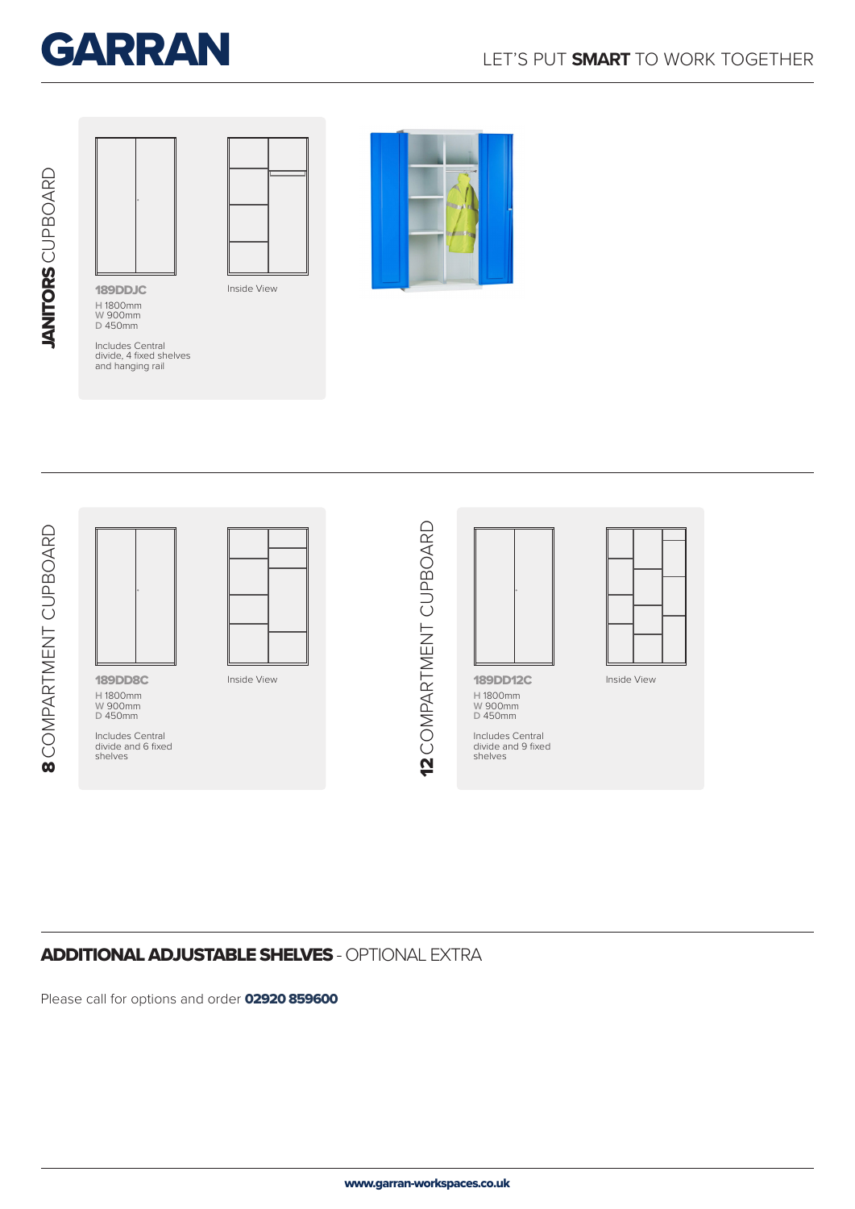## **JANITORS** CUPBOARD

**189DDJC**
H 1800mm
W 900mm
D 450mm

Includes Central divide, 4 fixed shelves and hanging rail

Inside View

## **8** COMPARTMENT CUPBOARD

**189DD8C**
H 1800mm
W 900mm
D 450mm

Includes Central divide and 6 fixed shelves

Inside View

## **12** COMPARTMENT CUPBOARD

**189DD12C**
H 1800mm
W 900mm
D 450mm

Includes Central divide and 9 fixed shelves

Inside View

## **ADDITIONAL ADJUSTABLE SHELVES** - OPTIONAL EXTRA

Please call for options and order **02920 859600**